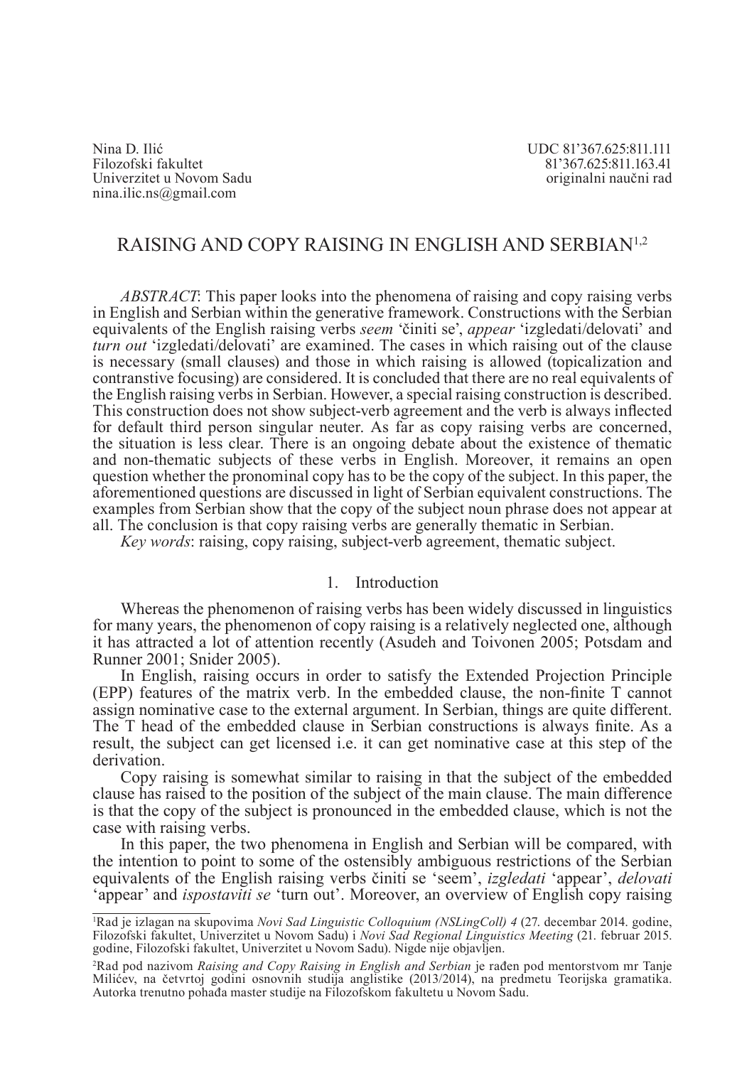Nina D. Ilić
Filozofski fakultet
Univerzitet u Novom Sadu
nina.ilic.ns@gmail.com

UDC 81'367.625:811.111
81'367.625:811.163.41
originalni naučni rad

# RAISING AND COPY RAISING IN ENGLISH AND SERBIAN[1,2]

*ABSTRACT*: This paper looks into the phenomena of raising and copy raising verbs in English and Serbian within the generative framework. Constructions with the Serbian equivalents of the English raising verbs *seem* 'činiti se', *appear* 'izgledati/delovati' and *turn out* 'izgledati/delovati' are examined. The cases in which raising out of the clause is necessary (small clauses) and those in which raising is allowed (topicalization and contranstive focusing) are considered. It is concluded that there are no real equivalents of the English raising verbs in Serbian. However, a special raising construction is described. This construction does not show subject-verb agreement and the verb is always inflected for default third person singular neuter. As far as copy raising verbs are concerned, the situation is less clear. There is an ongoing debate about the existence of thematic and non-thematic subjects of these verbs in English. Moreover, it remains an open question whether the pronominal copy has to be the copy of the subject. In this paper, the aforementioned questions are discussed in light of Serbian equivalent constructions. The examples from Serbian show that the copy of the subject noun phrase does not appear at all. The conclusion is that copy raising verbs are generally thematic in Serbian.

*Key words*: raising, copy raising, subject-verb agreement, thematic subject.

## 1. Introduction

Whereas the phenomenon of raising verbs has been widely discussed in linguistics for many years, the phenomenon of copy raising is a relatively neglected one, although it has attracted a lot of attention recently (Asudeh and Toivonen 2005; Potsdam and Runner 2001; Snider 2005).

In English, raising occurs in order to satisfy the Extended Projection Principle (EPP) features of the matrix verb. In the embedded clause, the non-finite T cannot assign nominative case to the external argument. In Serbian, things are quite different. The T head of the embedded clause in Serbian constructions is always finite. As a result, the subject can get licensed i.e. it can get nominative case at this step of the derivation.

Copy raising is somewhat similar to raising in that the subject of the embedded clause has raised to the position of the subject of the main clause. The main difference is that the copy of the subject is pronounced in the embedded clause, which is not the case with raising verbs.

In this paper, the two phenomena in English and Serbian will be compared, with the intention to point to some of the ostensibly ambiguous restrictions of the Serbian equivalents of the English raising verbs činiti se 'seem', *izgledati* 'appear', *delovati* 'appear' and *ispostaviti se* 'turn out'. Moreover, an overview of English copy raising

[1]Rad je izlagan na skupovima *Novi Sad Linguistic Colloquium (NSLingColl) 4* (27. decembar 2014. godine, Filozofski fakultet, Univerzitet u Novom Sadu) i *Novi Sad Regional Linguistics Meeting* (21. februar 2015. godine, Filozofski fakultet, Univerzitet u Novom Sadu). Nigde nije objavljen.

[2]Rad pod nazivom *Raising and Copy Raising in English and Serbian* je rađen pod mentorstvom mr Tanje Milićev, na četvrtoj godini osnovnih studija anglistike (2013/2014), na predmetu Teorijska gramatika. Autorka trenutno pohađa master studije na Filozofskom fakultetu u Novom Sadu.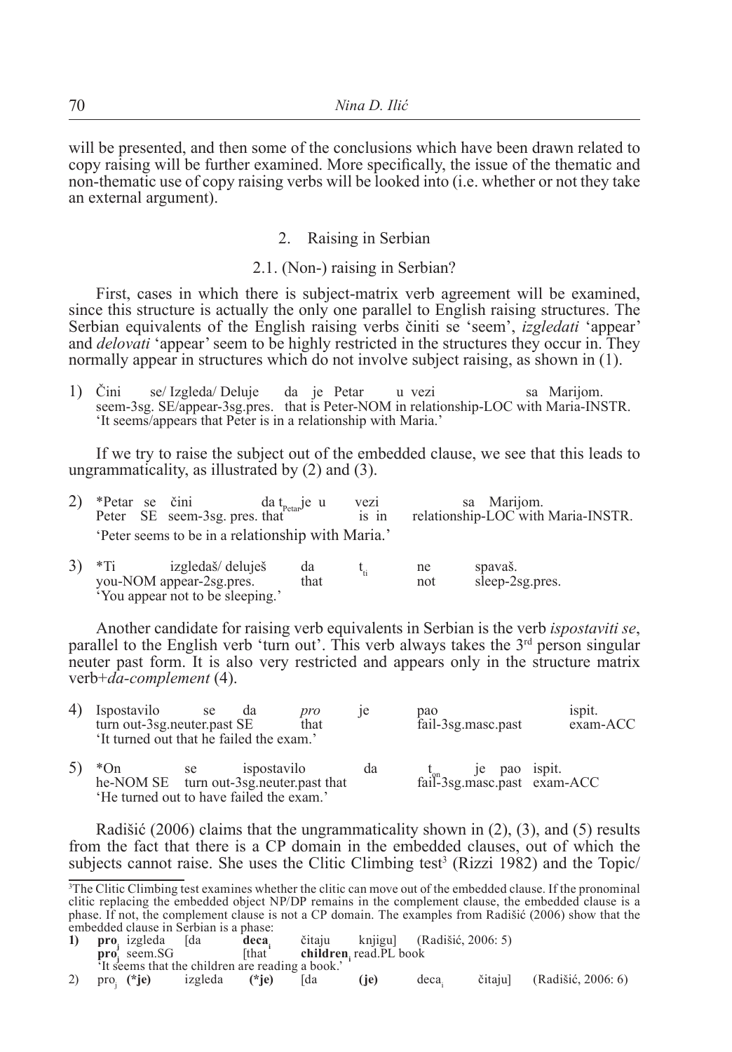will be presented, and then some of the conclusions which have been drawn related to copy raising will be further examined. More specifically, the issue of the thematic and non-thematic use of copy raising verbs will be looked into (i.e. whether or not they take an external argument).

## 2. Raising in Serbian

### 2.1. (Non-) raising in Serbian?

First, cases in which there is subject-matrix verb agreement will be examined, since this structure is actually the only one parallel to English raising structures. The Serbian equivalents of the English raising verbs činiti se 'seem', *izgledati* 'appear' and *delovati* 'appear' seem to be highly restricted in the structures they occur in. They normally appear in structures which do not involve subject raising, as shown in (1).

1) Čini se/ Izgleda/ Deluje da je Petar u vezi sa Marijom.
   seem-3sg. SE/appear-3sg.pres. that is Peter-NOM in relationship-LOC with Maria-INSTR.
   'It seems/appears that Peter is in a relationship with Maria.'

If we try to raise the subject out of the embedded clause, we see that this leads to ungrammaticality, as illustrated by (2) and (3).

2) *Petar se čini da $t_{Petar}$ je u vezi sa Marijom.
   Peter SE seem-3sg. pres. that is in relationship-LOC with Maria-INSTR.
   'Peter seems to be in a relationship with Maria.'

3) *Ti izgledaš/ deluješ da $t_{ti}$ ne spavaš.
   you-NOM appear-2sg.pres. that not sleep-2sg.pres.
   'You appear not to be sleeping.'

Another candidate for raising verb equivalents in Serbian is the verb *ispostaviti se*, parallel to the English verb 'turn out'. This verb always takes the 3rd person singular neuter past form. It is also very restricted and appears only in the structure matrix verb+*da-complement* (4).

4) Ispostavilo se da *pro* je pao ispit.
   turn out-3sg.neuter.past SE that fail-3sg.masc.past exam-ACC
   'It turned out that he failed the exam.'

5) *On se ispostavilo da $t_{on}$ je pao ispit.
   he-NOM SE turn out-3sg.neuter.past that fail-3sg.masc.past exam-ACC
   'He turned out to have failed the exam.'

Radišić (2006) claims that the ungrammaticality shown in (2), (3), and (5) results from the fact that there is a CP domain in the embedded clauses, out of which the subjects cannot raise. She uses the Clitic Climbing test[3] (Rizzi 1982) and the Topic/

---

[3] The Clitic Climbing test examines whether the clitic can move out of the embedded clause. If the pronominal clitic replacing the embedded object NP/DP remains in the complement clause, the embedded clause is a phase. If not, the complement clause is not a CP domain. The examples from Radišić (2006) show that the embedded clause in Serbian is a phase:

**1)** **pro$_j$** izgleda [da **deca$_i$** čitaju knjigu] (Radišić, 2006: 5)
   **pro$_j$** seem.SG [that **children$_i$** read.PL book
   'It seems that the children are reading a book.'

2) pro$_j$ **(*je)** izgleda **(*je)** [da **(je)** deca$_i$ čitaju] (Radišić, 2006: 6)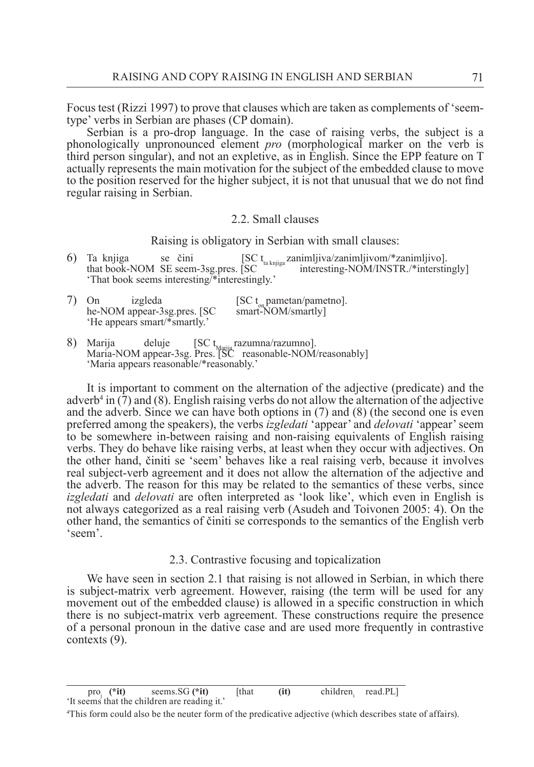Focus test (Rizzi 1997) to prove that clauses which are taken as complements of 'seem-type' verbs in Serbian are phases (CP domain).

Serbian is a pro-drop language. In the case of raising verbs, the subject is a phonologically unpronounced element *pro* (morphological marker on the verb is third person singular), and not an expletive, as in English. Since the EPP feature on T actually represents the main motivation for the subject of the embedded clause to move to the position reserved for the higher subject, it is not that unusual that we do not find regular raising in Serbian.

### 2.2. Small clauses

Raising is obligatory in Serbian with small clauses:

6) Ta knjiga se čini [SC $t_{ta\ knjiga}$ zanimljiva/zanimljivom/*zanimljivo].
that book-NOM SE seem-3sg.pres. [SC interesting-NOM/INSTR./*interstingly]
'That book seems interesting/*interestingly.'

7) On izgleda [SC $t_{on}$ pametan/pametno].
he-NOM appear-3sg.pres. [SC smart-NOM/smartly]
'He appears smart/*smartly.'

8) Marija deluje [SC $t_{Marija}$ razumna/razumno].
Maria-NOM appear-3sg. Pres. [SC reasonable-NOM/reasonably]
'Maria appears reasonable/*reasonably.'

It is important to comment on the alternation of the adjective (predicate) and the adverb[4] in (7) and (8). English raising verbs do not allow the alternation of the adjective and the adverb. Since we can have both options in (7) and (8) (the second one is even preferred among the speakers), the verbs *izgledati* 'appear' and *delovati* 'appear' seem to be somewhere in-between raising and non-raising equivalents of English raising verbs. They do behave like raising verbs, at least when they occur with adjectives. On the other hand, činiti se 'seem' behaves like a real raising verb, because it involves real subject-verb agreement and it does not allow the alternation of the adjective and the adverb. The reason for this may be related to the semantics of these verbs, since *izgledati* and *delovati* are often interpreted as 'look like', which even in English is not always categorized as a real raising verb (Asudeh and Toivonen 2005: 4). On the other hand, the semantics of činiti se corresponds to the semantics of the English verb 'seem'.

### 2.3. Contrastive focusing and topicalization

We have seen in section 2.1 that raising is not allowed in Serbian, in which there is subject-matrix verb agreement. However, raising (the term will be used for any movement out of the embedded clause) is allowed in a specific construction in which there is no subject-matrix verb agreement. These constructions require the presence of a personal pronoun in the dative case and are used more frequently in contrastive contexts (9).

---

$pro_j$ **(*it)** seems.SG **(*it)** [that **(it)** $children_i$ read.PL]
'It seems that the children are reading it.'

[4] This form could also be the neuter form of the predicative adjective (which describes state of affairs).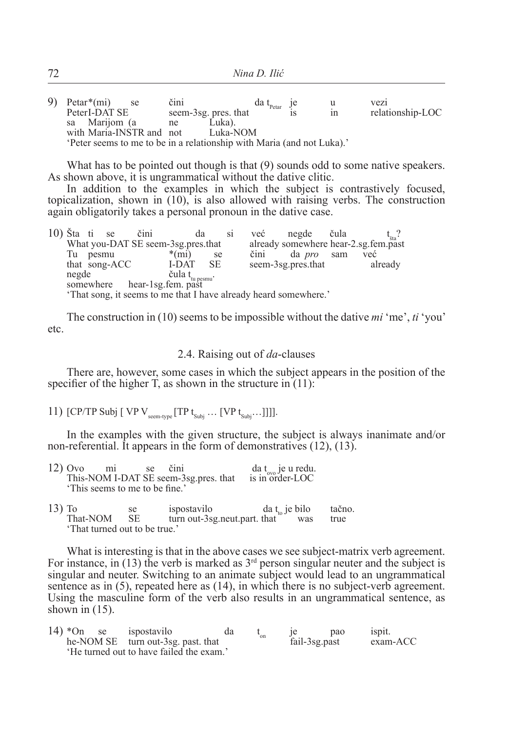9) Petar*(mi) se čini da $t_{Petar}$ je u vezi
PeterI-DAT SE seem-3sg. pres. that is in relationship-LOC
sa Marijom (a ne Luka).
with Maria-INSTR and not Luka-NOM
'Peter seems to me to be in a relationship with Maria (and not Luka).'

What has to be pointed out though is that (9) sounds odd to some native speakers. As shown above, it is ungrammatical without the dative clitic.

In addition to the examples in which the subject is contrastively focused, topicalization, shown in (10), is also allowed with raising verbs. The construction again obligatorily takes a personal pronoun in the dative case.

10) Šta ti se čini da si već negde čula $t_{šta}$?
What you-DAT SE seem-3sg.pres.that already somewhere hear-2.sg.fem.past
Tu pesmu *(mi) se čini da *pro* sam već
that song-ACC I-DAT SE seem-3sg.pres.that already
negde čula $t_{tu\ pesmu}$.
somewhere hear-1sg.fem. past
'That song, it seems to me that I have already heard somewhere.'

The construction in (10) seems to be impossible without the dative *mi* 'me', *ti* 'you' etc.

## 2.4. Raising out of *da*-clauses

There are, however, some cases in which the subject appears in the position of the specifier of the higher T, as shown in the structure in (11):

11) [CP/TP Subj [ VP $V_{seem\text{-}type}$ [TP $t_{Subj}$ … [VP $t_{Subj}$…]]]].

In the examples with the given structure, the subject is always inanimate and/or non-referential. It appears in the form of demonstratives (12), (13).

12) Ovo mi se čini da $t_{ovo}$ je u redu.
This-NOM I-DAT SE seem-3sg.pres. that is in order-LOC
'This seems to me to be fine.'

13) To se ispostavilo da $t_{to}$ je bilo tačno.
That-NOM SE turn out-3sg.neut.part. that was true
'That turned out to be true.'

What is interesting is that in the above cases we see subject-matrix verb agreement. For instance, in (13) the verb is marked as 3rd person singular neuter and the subject is singular and neuter. Switching to an animate subject would lead to an ungrammatical sentence as in (5), repeated here as (14), in which there is no subject-verb agreement. Using the masculine form of the verb also results in an ungrammatical sentence, as shown in (15).

14) *On se ispostavilo da $t_{on}$ je pao ispit.
he-NOM SE turn out-3sg. past. that fail-3sg.past exam-ACC
'He turned out to have failed the exam.'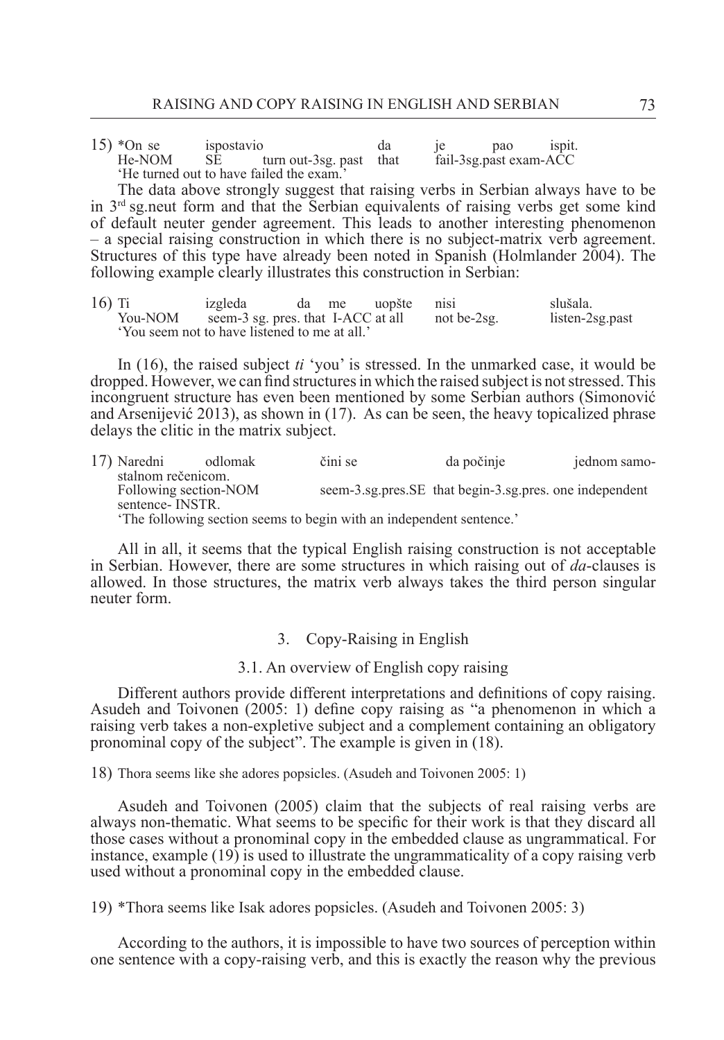15) \*On se ispostavio da je pao ispit.
He-NOM SE turn out-3sg. past that fail-3sg.past exam-ACC
'He turned out to have failed the exam.'

The data above strongly suggest that raising verbs in Serbian always have to be in 3rd sg.neut form and that the Serbian equivalents of raising verbs get some kind of default neuter gender agreement. This leads to another interesting phenomenon – a special raising construction in which there is no subject-matrix verb agreement. Structures of this type have already been noted in Spanish (Holmlander 2004). The following example clearly illustrates this construction in Serbian:

16) Ti izgleda da me uopšte nisi slušala.
You-NOM seem-3 sg. pres. that I-ACC at all not be-2sg. listen-2sg.past
'You seem not to have listened to me at all.'

In (16), the raised subject *ti* 'you' is stressed. In the unmarked case, it would be dropped. However, we can find structures in which the raised subject is not stressed. This incongruent structure has even been mentioned by some Serbian authors (Simonović and Arsenijević 2013), as shown in (17). As can be seen, the heavy topicalized phrase delays the clitic in the matrix subject.

17) Naredni odlomak čini se da počinje jednom samostalnom rečenicom.
Following section-NOM seem-3.sg.pres.SE that begin-3.sg.pres. one independent sentence- INSTR.
'The following section seems to begin with an independent sentence.'

All in all, it seems that the typical English raising construction is not acceptable in Serbian. However, there are some structures in which raising out of *da*-clauses is allowed. In those structures, the matrix verb always takes the third person singular neuter form.

## 3. Copy-Raising in English

### 3.1. An overview of English copy raising

Different authors provide different interpretations and definitions of copy raising. Asudeh and Toivonen (2005: 1) define copy raising as "a phenomenon in which a raising verb takes a non-expletive subject and a complement containing an obligatory pronominal copy of the subject". The example is given in (18).

18) Thora seems like she adores popsicles. (Asudeh and Toivonen 2005: 1)

Asudeh and Toivonen (2005) claim that the subjects of real raising verbs are always non-thematic. What seems to be specific for their work is that they discard all those cases without a pronominal copy in the embedded clause as ungrammatical. For instance, example (19) is used to illustrate the ungrammaticality of a copy raising verb used without a pronominal copy in the embedded clause.

19) \*Thora seems like Isak adores popsicles. (Asudeh and Toivonen 2005: 3)

According to the authors, it is impossible to have two sources of perception within one sentence with a copy-raising verb, and this is exactly the reason why the previous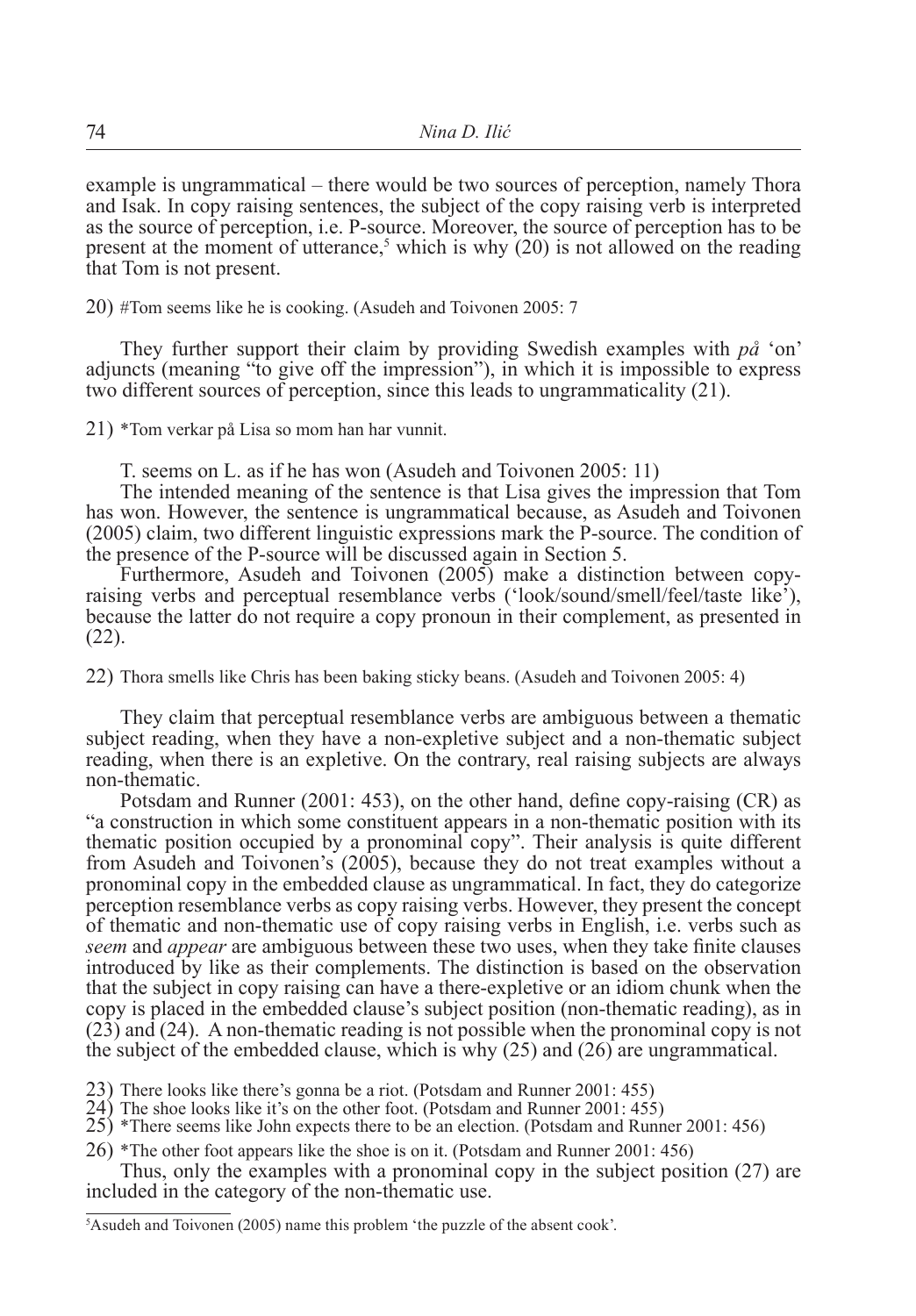example is ungrammatical – there would be two sources of perception, namely Thora and Isak. In copy raising sentences, the subject of the copy raising verb is interpreted as the source of perception, i.e. P-source. Moreover, the source of perception has to be present at the moment of utterance,[5] which is why (20) is not allowed on the reading that Tom is not present.

20) #Tom seems like he is cooking. (Asudeh and Toivonen 2005: 7

They further support their claim by providing Swedish examples with *på* 'on' adjuncts (meaning "to give off the impression"), in which it is impossible to express two different sources of perception, since this leads to ungrammaticality (21).

21) *Tom verkar på Lisa so mom han har vunnit.

T. seems on L. as if he has won (Asudeh and Toivonen 2005: 11)

The intended meaning of the sentence is that Lisa gives the impression that Tom has won. However, the sentence is ungrammatical because, as Asudeh and Toivonen (2005) claim, two different linguistic expressions mark the P-source. The condition of the presence of the P-source will be discussed again in Section 5.

Furthermore, Asudeh and Toivonen (2005) make a distinction between copy-raising verbs and perceptual resemblance verbs ('look/sound/smell/feel/taste like'), because the latter do not require a copy pronoun in their complement, as presented in (22).

22) Thora smells like Chris has been baking sticky beans. (Asudeh and Toivonen 2005: 4)

They claim that perceptual resemblance verbs are ambiguous between a thematic subject reading, when they have a non-expletive subject and a non-thematic subject reading, when there is an expletive. On the contrary, real raising subjects are always non-thematic.

Potsdam and Runner (2001: 453), on the other hand, define copy-raising (CR) as "a construction in which some constituent appears in a non-thematic position with its thematic position occupied by a pronominal copy". Their analysis is quite different from Asudeh and Toivonen's (2005), because they do not treat examples without a pronominal copy in the embedded clause as ungrammatical. In fact, they do categorize perception resemblance verbs as copy raising verbs. However, they present the concept of thematic and non-thematic use of copy raising verbs in English, i.e. verbs such as *seem* and *appear* are ambiguous between these two uses, when they take finite clauses introduced by like as their complements. The distinction is based on the observation that the subject in copy raising can have a there-expletive or an idiom chunk when the copy is placed in the embedded clause's subject position (non-thematic reading), as in (23) and (24). A non-thematic reading is not possible when the pronominal copy is not the subject of the embedded clause, which is why (25) and (26) are ungrammatical.

23) There looks like there's gonna be a riot. (Potsdam and Runner 2001: 455)
24) The shoe looks like it's on the other foot. (Potsdam and Runner 2001: 455)
25) *There seems like John expects there to be an election. (Potsdam and Runner 2001: 456)
26) *The other foot appears like the shoe is on it. (Potsdam and Runner 2001: 456)

Thus, only the examples with a pronominal copy in the subject position (27) are included in the category of the non-thematic use.

[5] Asudeh and Toivonen (2005) name this problem 'the puzzle of the absent cook'.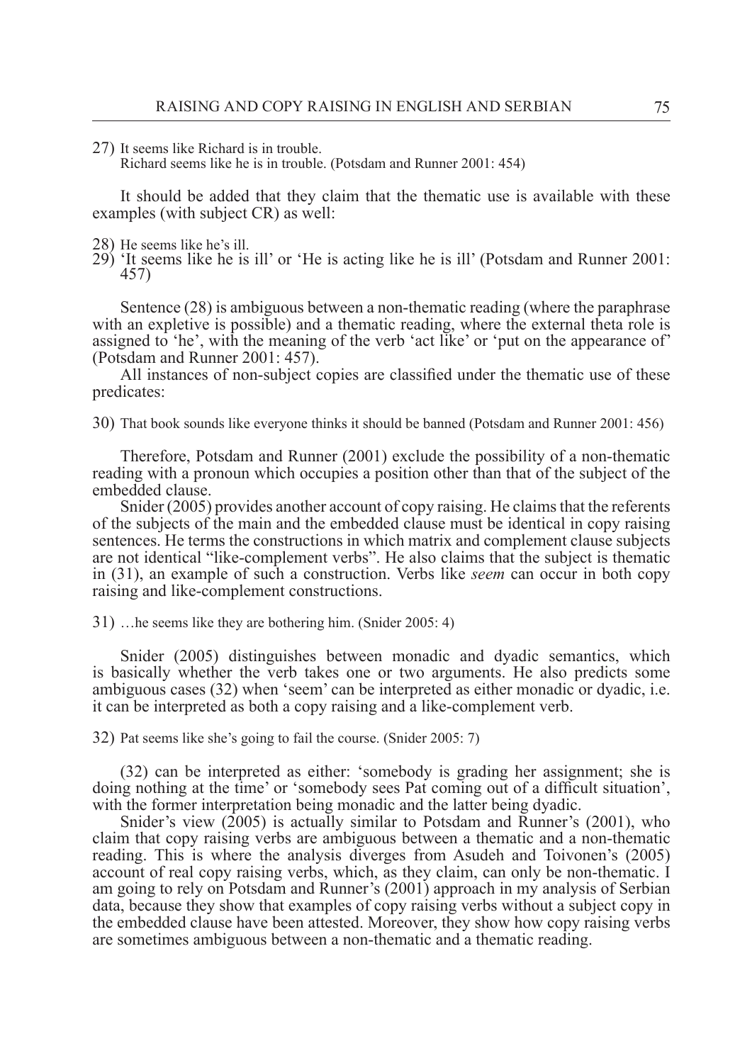27) It seems like Richard is in trouble.
    Richard seems like he is in trouble. (Potsdam and Runner 2001: 454)

It should be added that they claim that the thematic use is available with these examples (with subject CR) as well:

28) He seems like he's ill.
29) 'It seems like he is ill' or 'He is acting like he is ill' (Potsdam and Runner 2001: 457)

Sentence (28) is ambiguous between a non-thematic reading (where the paraphrase with an expletive is possible) and a thematic reading, where the external theta role is assigned to 'he', with the meaning of the verb 'act like' or 'put on the appearance of' (Potsdam and Runner 2001: 457).

All instances of non-subject copies are classified under the thematic use of these predicates:

30) That book sounds like everyone thinks it should be banned (Potsdam and Runner 2001: 456)

Therefore, Potsdam and Runner (2001) exclude the possibility of a non-thematic reading with a pronoun which occupies a position other than that of the subject of the embedded clause.

Snider (2005) provides another account of copy raising. He claims that the referents of the subjects of the main and the embedded clause must be identical in copy raising sentences. He terms the constructions in which matrix and complement clause subjects are not identical "like-complement verbs". He also claims that the subject is thematic in (31), an example of such a construction. Verbs like *seem* can occur in both copy raising and like-complement constructions.

31) …he seems like they are bothering him. (Snider 2005: 4)

Snider (2005) distinguishes between monadic and dyadic semantics, which is basically whether the verb takes one or two arguments. He also predicts some ambiguous cases (32) when 'seem' can be interpreted as either monadic or dyadic, i.e. it can be interpreted as both a copy raising and a like-complement verb.

32) Pat seems like she's going to fail the course. (Snider 2005: 7)

(32) can be interpreted as either: 'somebody is grading her assignment; she is doing nothing at the time' or 'somebody sees Pat coming out of a difficult situation', with the former interpretation being monadic and the latter being dyadic.

Snider's view (2005) is actually similar to Potsdam and Runner's (2001), who claim that copy raising verbs are ambiguous between a thematic and a non-thematic reading. This is where the analysis diverges from Asudeh and Toivonen's (2005) account of real copy raising verbs, which, as they claim, can only be non-thematic. I am going to rely on Potsdam and Runner's (2001) approach in my analysis of Serbian data, because they show that examples of copy raising verbs without a subject copy in the embedded clause have been attested. Moreover, they show how copy raising verbs are sometimes ambiguous between a non-thematic and a thematic reading.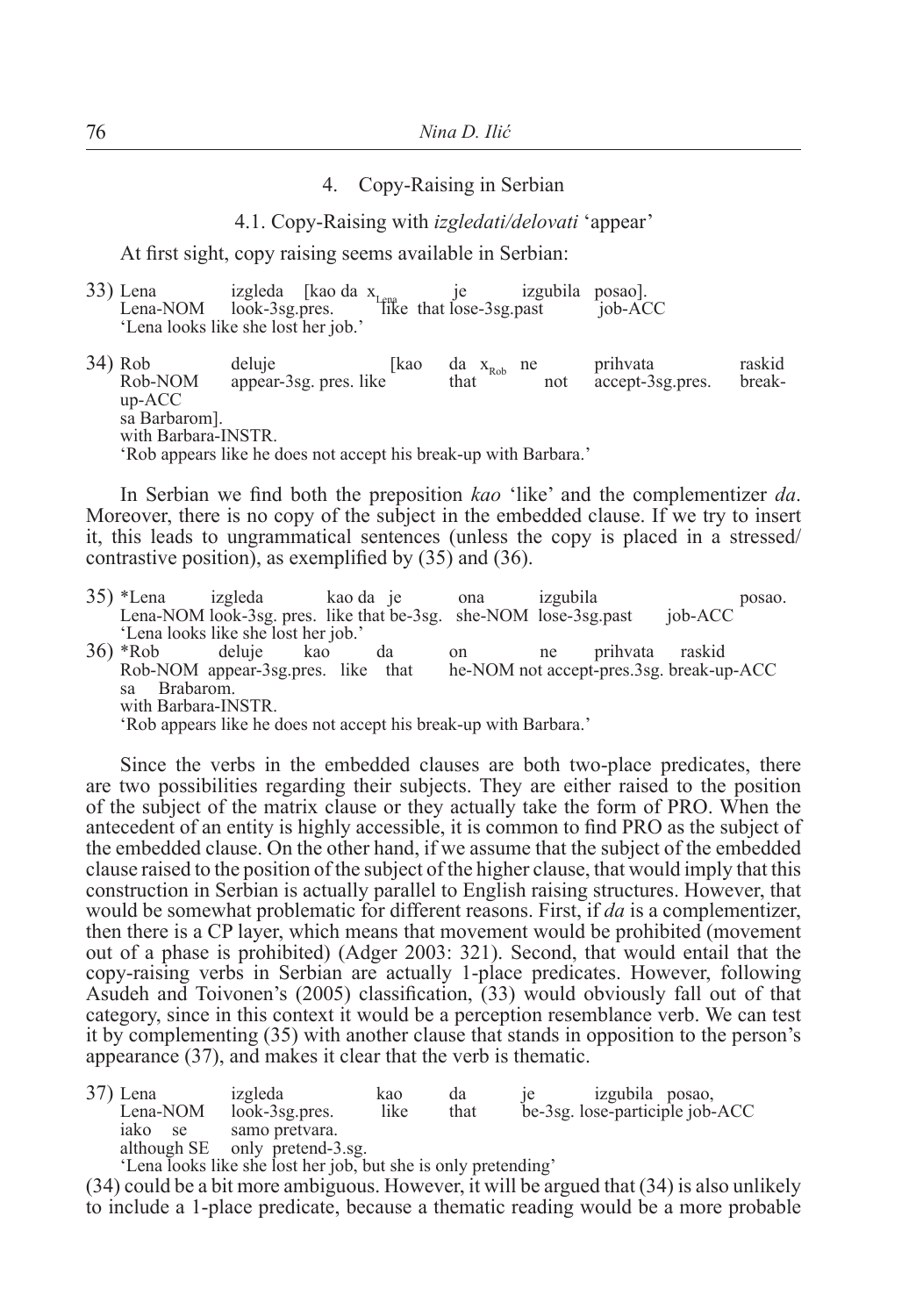## 4. Copy-Raising in Serbian

### 4.1. Copy-Raising with *izgledati/delovati* 'appear'

At first sight, copy raising seems available in Serbian:

33) Lena izgleda [kao da $x_{Lena}$ je izgubila posao].
Lena-NOM look-3sg.pres. like that lose-3sg.past job-ACC
'Lena looks like she lost her job.'

34) Rob deluje [kao da $x_{Rob}$ ne prihvata raskid
Rob-NOM appear-3sg. pres. like that not accept-3sg.pres. break-up-ACC
sa Barbarom].
with Barbara-INSTR.
'Rob appears like he does not accept his break-up with Barbara.'

In Serbian we find both the preposition *kao* 'like' and the complementizer *da*. Moreover, there is no copy of the subject in the embedded clause. If we try to insert it, this leads to ungrammatical sentences (unless the copy is placed in a stressed/contrastive position), as exemplified by (35) and (36).

35) *Lena izgleda kao da je ona izgubila posao.
Lena-NOM look-3sg. pres. like that be-3sg. she-NOM lose-3sg.past job-ACC
'Lena looks like she lost her job.'

36) *Rob deluje kao da on ne prihvata raskid
Rob-NOM appear-3sg.pres. like that he-NOM not accept-pres.3sg. break-up-ACC
sa Brabarom.
with Barbara-INSTR.
'Rob appears like he does not accept his break-up with Barbara.'

Since the verbs in the embedded clauses are both two-place predicates, there are two possibilities regarding their subjects. They are either raised to the position of the subject of the matrix clause or they actually take the form of PRO. When the antecedent of an entity is highly accessible, it is common to find PRO as the subject of the embedded clause. On the other hand, if we assume that the subject of the embedded clause raised to the position of the subject of the higher clause, that would imply that this construction in Serbian is actually parallel to English raising structures. However, that would be somewhat problematic for different reasons. First, if *da* is a complementizer, then there is a CP layer, which means that movement would be prohibited (movement out of a phase is prohibited) (Adger 2003: 321). Second, that would entail that the copy-raising verbs in Serbian are actually 1-place predicates. However, following Asudeh and Toivonen's (2005) classification, (33) would obviously fall out of that category, since in this context it would be a perception resemblance verb. We can test it by complementing (35) with another clause that stands in opposition to the person's appearance (37), and makes it clear that the verb is thematic.

37) Lena izgleda kao da je izgubila posao,
Lena-NOM look-3sg.pres. like that be-3sg. lose-participle job-ACC
iako se samo pretvara.
although SE only pretend-3.sg.
'Lena looks like she lost her job, but she is only pretending'

(34) could be a bit more ambiguous. However, it will be argued that (34) is also unlikely to include a 1-place predicate, because a thematic reading would be a more probable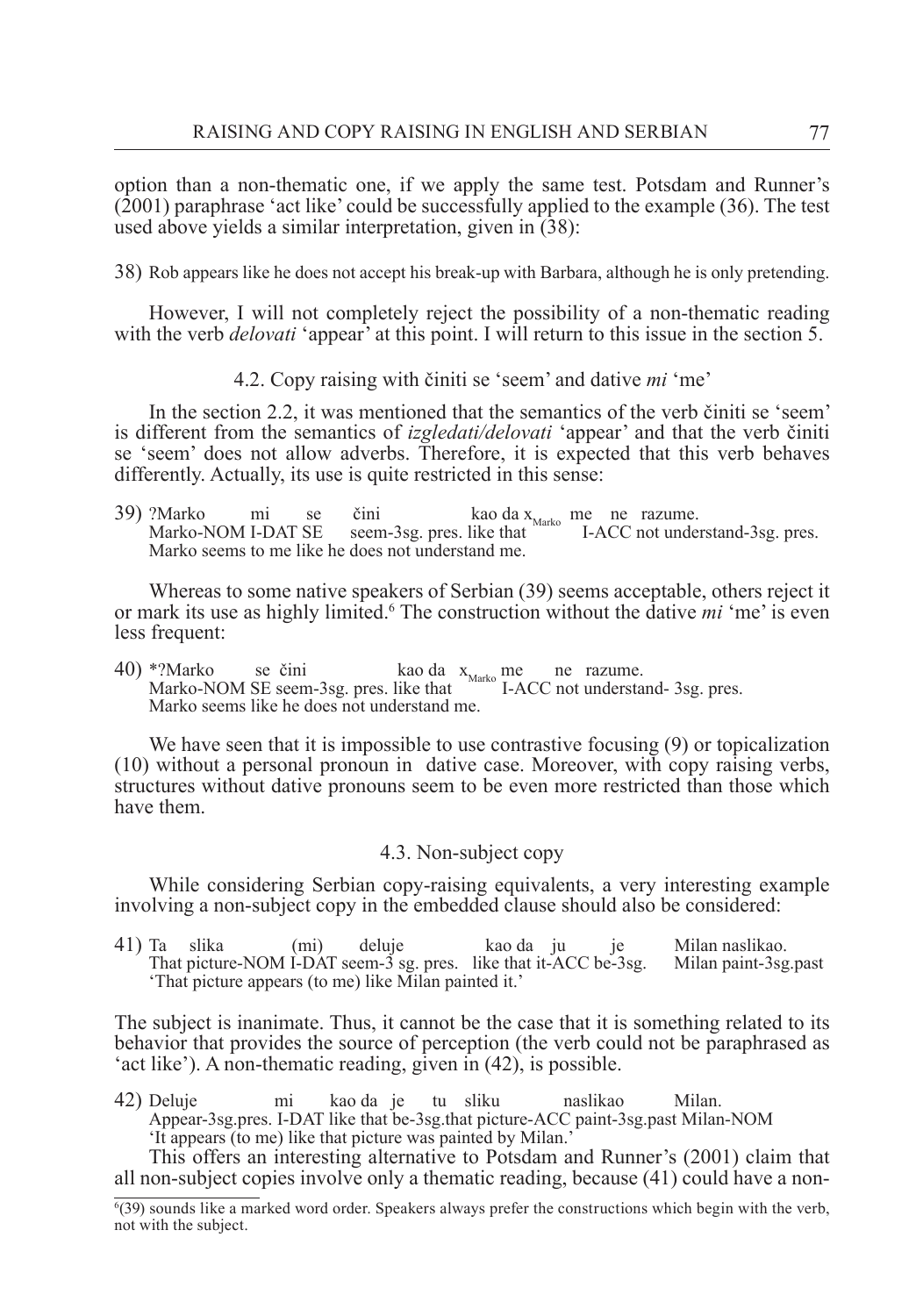option than a non-thematic one, if we apply the same test. Potsdam and Runner's (2001) paraphrase 'act like' could be successfully applied to the example (36). The test used above yields a similar interpretation, given in (38):

38) Rob appears like he does not accept his break-up with Barbara, although he is only pretending.

However, I will not completely reject the possibility of a non-thematic reading with the verb *delovati* 'appear' at this point. I will return to this issue in the section 5.

### 4.2. Copy raising with činiti se 'seem' and dative *mi* 'me'

In the section 2.2, it was mentioned that the semantics of the verb činiti se 'seem' is different from the semantics of *izgledati/delovati* 'appear' and that the verb činiti se 'seem' does not allow adverbs. Therefore, it is expected that this verb behaves differently. Actually, its use is quite restricted in this sense:

39) ?Marko mi se čini kao da $x_{Marko}$ me ne razume.
Marko-NOM I-DAT SE seem-3sg. pres. like that I-ACC not understand-3sg. pres.
Marko seems to me like he does not understand me.

Whereas to some native speakers of Serbian (39) seems acceptable, others reject it or mark its use as highly limited.[6] The construction without the dative *mi* 'me' is even less frequent:

40) *?Marko se čini kao da $x_{Marko}$ me ne razume.
Marko-NOM SE seem-3sg. pres. like that I-ACC not understand- 3sg. pres.
Marko seems like he does not understand me.

We have seen that it is impossible to use contrastive focusing (9) or topicalization (10) without a personal pronoun in dative case. Moreover, with copy raising verbs, structures without dative pronouns seem to be even more restricted than those which have them.

### 4.3. Non-subject copy

While considering Serbian copy-raising equivalents, a very interesting example involving a non-subject copy in the embedded clause should also be considered:

41) Ta slika (mi) deluje kao da ju je Milan naslikao.
That picture-NOM I-DAT seem-3 sg. pres. like that it-ACC be-3sg. Milan paint-3sg.past
'That picture appears (to me) like Milan painted it.'

The subject is inanimate. Thus, it cannot be the case that it is something related to its behavior that provides the source of perception (the verb could not be paraphrased as 'act like'). A non-thematic reading, given in (42), is possible.

42) Deluje mi kao da je tu sliku naslikao Milan.
Appear-3sg.pres. I-DAT like that be-3sg.that picture-ACC paint-3sg.past Milan-NOM
'It appears (to me) like that picture was painted by Milan.'

This offers an interesting alternative to Potsdam and Runner's (2001) claim that all non-subject copies involve only a thematic reading, because (41) could have a non-

[6] (39) sounds like a marked word order. Speakers always prefer the constructions which begin with the verb, not with the subject.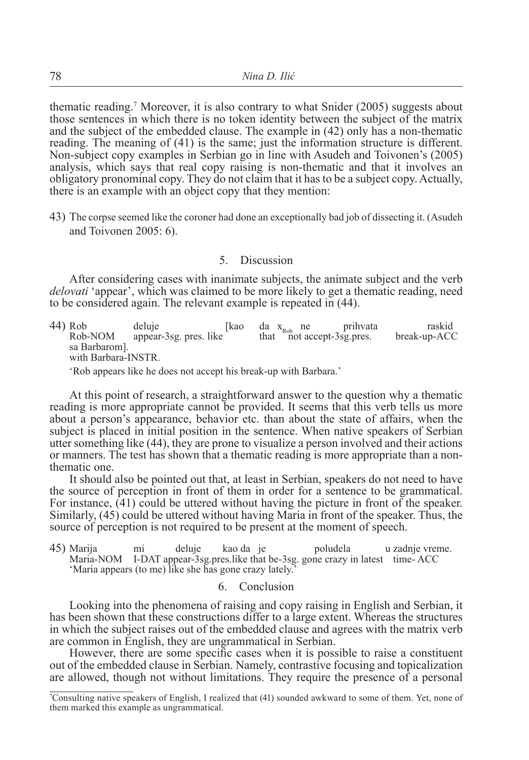thematic reading.[7] Moreover, it is also contrary to what Snider (2005) suggests about those sentences in which there is no token identity between the subject of the matrix and the subject of the embedded clause. The example in (42) only has a non-thematic reading. The meaning of (41) is the same; just the information structure is different. Non-subject copy examples in Serbian go in line with Asudeh and Toivonen's (2005) analysis, which says that real copy raising is non-thematic and that it involves an obligatory pronominal copy. They do not claim that it has to be a subject copy. Actually, there is an example with an object copy that they mention:

43) The corpse seemed like the coroner had done an exceptionally bad job of dissecting it. (Asudeh and Toivonen 2005: 6).

## 5. Discussion

After considering cases with inanimate subjects, the animate subject and the verb *delovati* 'appear', which was claimed to be more likely to get a thematic reading, need to be considered again. The relevant example is repeated in (44).

44) Rob deluje [kao da $x_{Rob}$ ne prihvata raskid sa Barbarom].
Rob-NOM appear-3sg. pres. like that not accept-3sg.pres. break-up-ACC with Barbara-INSTR.
'Rob appears like he does not accept his break-up with Barbara.'

At this point of research, a straightforward answer to the question why a thematic reading is more appropriate cannot be provided. It seems that this verb tells us more about a person's appearance, behavior etc. than about the state of affairs, when the subject is placed in initial position in the sentence. When native speakers of Serbian utter something like (44), they are prone to visualize a person involved and their actions or manners. The test has shown that a thematic reading is more appropriate than a non-thematic one.

It should also be pointed out that, at least in Serbian, speakers do not need to have the source of perception in front of them in order for a sentence to be grammatical. For instance, (41) could be uttered without having the picture in front of the speaker. Similarly, (45) could be uttered without having Maria in front of the speaker. Thus, the source of perception is not required to be present at the moment of speech.

45) Marija mi deluje kao da je poludela u zadnje vreme.
Maria-NOM I-DAT appear-3sg.pres.like that be-3sg. gone crazy in latest time- ACC
'Maria appears (to me) like she has gone crazy lately.'

## 6. Conclusion

Looking into the phenomena of raising and copy raising in English and Serbian, it has been shown that these constructions differ to a large extent. Whereas the structures in which the subject raises out of the embedded clause and agrees with the matrix verb are common in English, they are ungrammatical in Serbian.

However, there are some specific cases when it is possible to raise a constituent out of the embedded clause in Serbian. Namely, contrastive focusing and topicalization are allowed, though not without limitations. They require the presence of a personal

[7] Consulting native speakers of English, I realized that (41) sounded awkward to some of them. Yet, none of them marked this example as ungrammatical.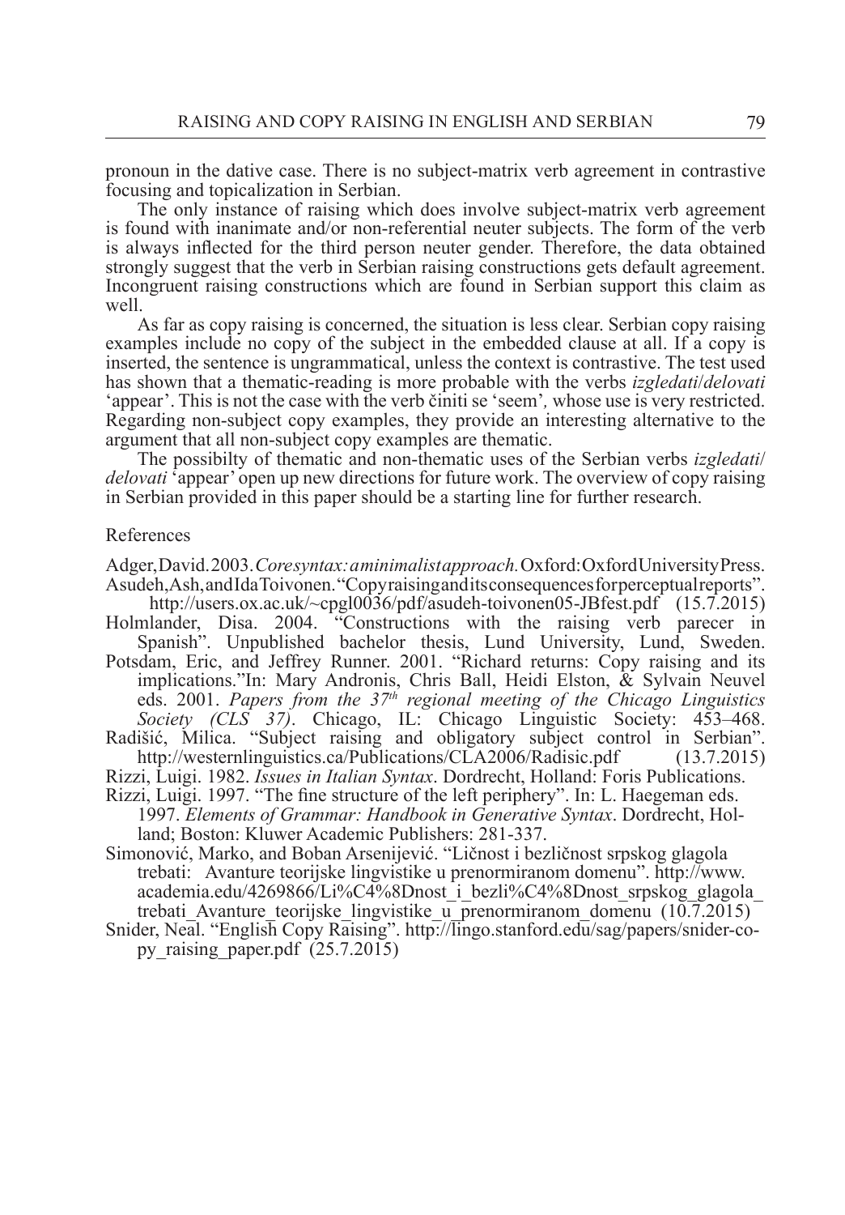pronoun in the dative case. There is no subject-matrix verb agreement in contrastive focusing and topicalization in Serbian.

The only instance of raising which does involve subject-matrix verb agreement is found with inanimate and/or non-referential neuter subjects. The form of the verb is always inflected for the third person neuter gender. Therefore, the data obtained strongly suggest that the verb in Serbian raising constructions gets default agreement. Incongruent raising constructions which are found in Serbian support this claim as well.

As far as copy raising is concerned, the situation is less clear. Serbian copy raising examples include no copy of the subject in the embedded clause at all. If a copy is inserted, the sentence is ungrammatical, unless the context is contrastive. The test used has shown that a thematic-reading is more probable with the verbs *izgledati*/*delovati* 'appear'. This is not the case with the verb činiti se 'seem', whose use is very restricted. Regarding non-subject copy examples, they provide an interesting alternative to the argument that all non-subject copy examples are thematic.

The possibilty of thematic and non-thematic uses of the Serbian verbs *izgledati*/*delovati* 'appear' open up new directions for future work. The overview of copy raising in Serbian provided in this paper should be a starting line for further research.

References

Adger, David. 2003. *Core syntax: a minimalist approach.* Oxford: Oxford University Press.

Asudeh, Ash, and Ida Toivonen. "Copy raising and its consequences for perceptual reports". http://users.ox.ac.uk/~cpgl0036/pdf/asudeh-toivonen05-JBfest.pdf (15.7.2015)

Holmlander, Disa. 2004. "Constructions with the raising verb parecer in Spanish". Unpublished bachelor thesis, Lund University, Lund, Sweden.

Potsdam, Eric, and Jeffrey Runner. 2001. "Richard returns: Copy raising and its implications."In: Mary Andronis, Chris Ball, Heidi Elston, & Sylvain Neuvel eds. 2001. *Papers from the 37th regional meeting of the Chicago Linguistics Society (CLS 37)*. Chicago, IL: Chicago Linguistic Society: 453–468.

Radišić, Milica. "Subject raising and obligatory subject control in Serbian". http://westernlinguistics.ca/Publications/CLA2006/Radisic.pdf (13.7.2015)

Rizzi, Luigi. 1982. *Issues in Italian Syntax*. Dordrecht, Holland: Foris Publications.

Rizzi, Luigi. 1997. "The fine structure of the left periphery". In: L. Haegeman eds. 1997. *Elements of Grammar: Handbook in Generative Syntax*. Dordrecht, Holland; Boston: Kluwer Academic Publishers: 281-337.

Simonović, Marko, and Boban Arsenijević. "Ličnost i bezličnost srpskog glagola trebati: Avanture teorijske lingvistike u prenormiranom domenu". http://www.academia.edu/4269866/Li%C4%8Dnost_i_bezli%C4%8Dnost_srpskog_glagola_trebati_Avanture_teorijske_lingvistike_u_prenormiranom_domenu (10.7.2015)

Snider, Neal. "English Copy Raising". http://lingo.stanford.edu/sag/papers/snider-copy_raising_paper.pdf (25.7.2015)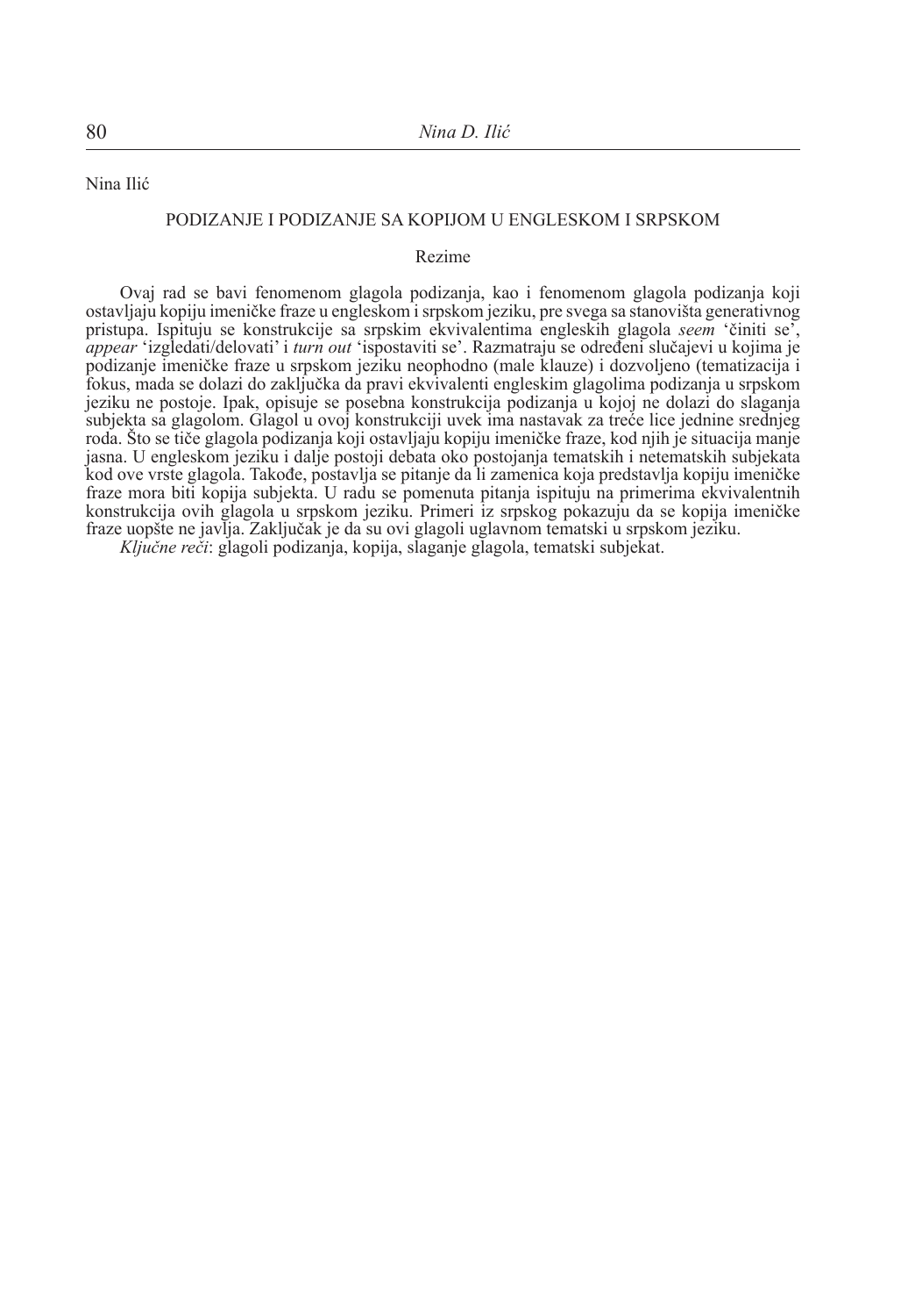Nina Ilić

## PODIZANJE I PODIZANJE SA KOPIJOM U ENGLESKOM I SRPSKOM

### Rezime

Ovaj rad se bavi fenomenom glagola podizanja, kao i fenomenom glagola podizanja koji ostavljaju kopiju imeničke fraze u engleskom i srpskom jeziku, pre svega sa stanovišta generativnog pristupa. Ispituju se konstrukcije sa srpskim ekvivalentima engleskih glagola *seem* 'činiti se', *appear* 'izgledati/delovati' i *turn out* 'ispostaviti se'. Razmatraju se određeni slučajevi u kojima je podizanje imeničke fraze u srpskom jeziku neophodno (male klauze) i dozvoljeno (tematizacija i fokus, mada se dolazi do zaključka da pravi ekvivalenti engleskim glagolima podizanja u srpskom jeziku ne postoje. Ipak, opisuje se posebna konstrukcija podizanja u kojoj ne dolazi do slaganja subjekta sa glagolom. Glagol u ovoj konstrukciji uvek ima nastavak za treće lice jednine srednjeg roda. Što se tiče glagola podizanja koji ostavljaju kopiju imeničke fraze, kod njih je situacija manje jasna. U engleskom jeziku i dalje postoji debata oko postojanja tematskih i netematskih subjekata kod ove vrste glagola. Takođe, postavlja se pitanje da li zamenica koja predstavlja kopiju imeničke fraze mora biti kopija subjekta. U radu se pomenuta pitanja ispituju na primerima ekvivalentnih konstrukcija ovih glagola u srpskom jeziku. Primeri iz srpskog pokazuju da se kopija imeničke fraze uopšte ne javlja. Zaključak je da su ovi glagoli uglavnom tematski u srpskom jeziku.

*Ključne reči*: glagoli podizanja, kopija, slaganje glagola, tematski subjekat.